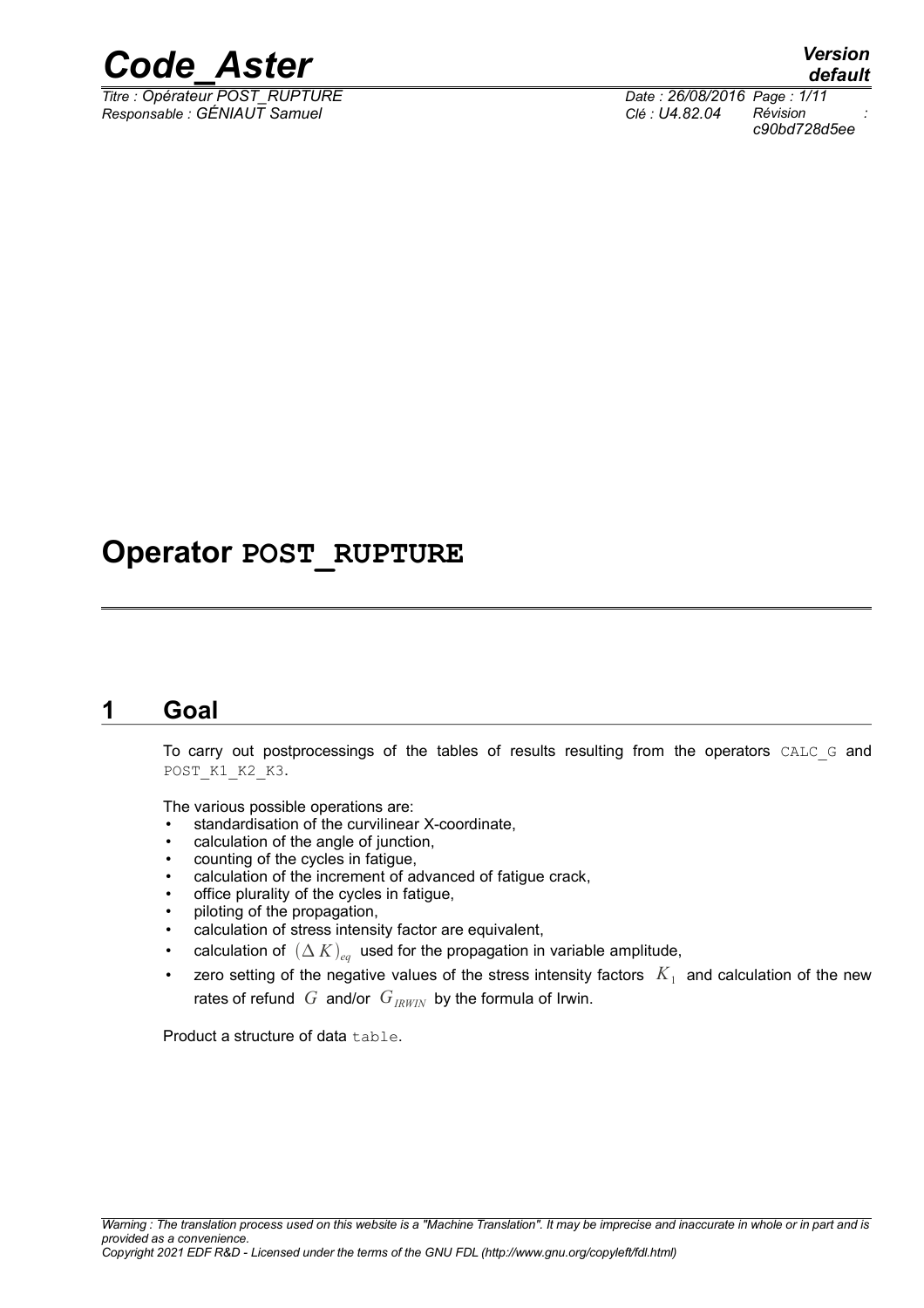# Operator POST_RUPTURE

## 1 Goal

To carry out postprocessings of the tables of results resulting from the operators CALC_G and POST_K1_K2_K3.

The various possible operations are:

- standardisation of the curvilinear X-coordinate,
- calculation of the angle of junction,
- counting of the cycles in fatigue,
- calculation of the increment of advanced of fatigue crack,
- office plurality of the cycles in fatigue,
- piloting of the propagation,
- calculation of stress intensity factor are equivalent,
- calculation of $(\Delta K)_{eq}$ used for the propagation in variable amplitude,
- zero setting of the negative values of the stress intensity factors $K_1$ and calculation of the new rates of refund $G$ and/or $G_{IRWIN}$ by the formula of Irwin.

Product a structure of data table.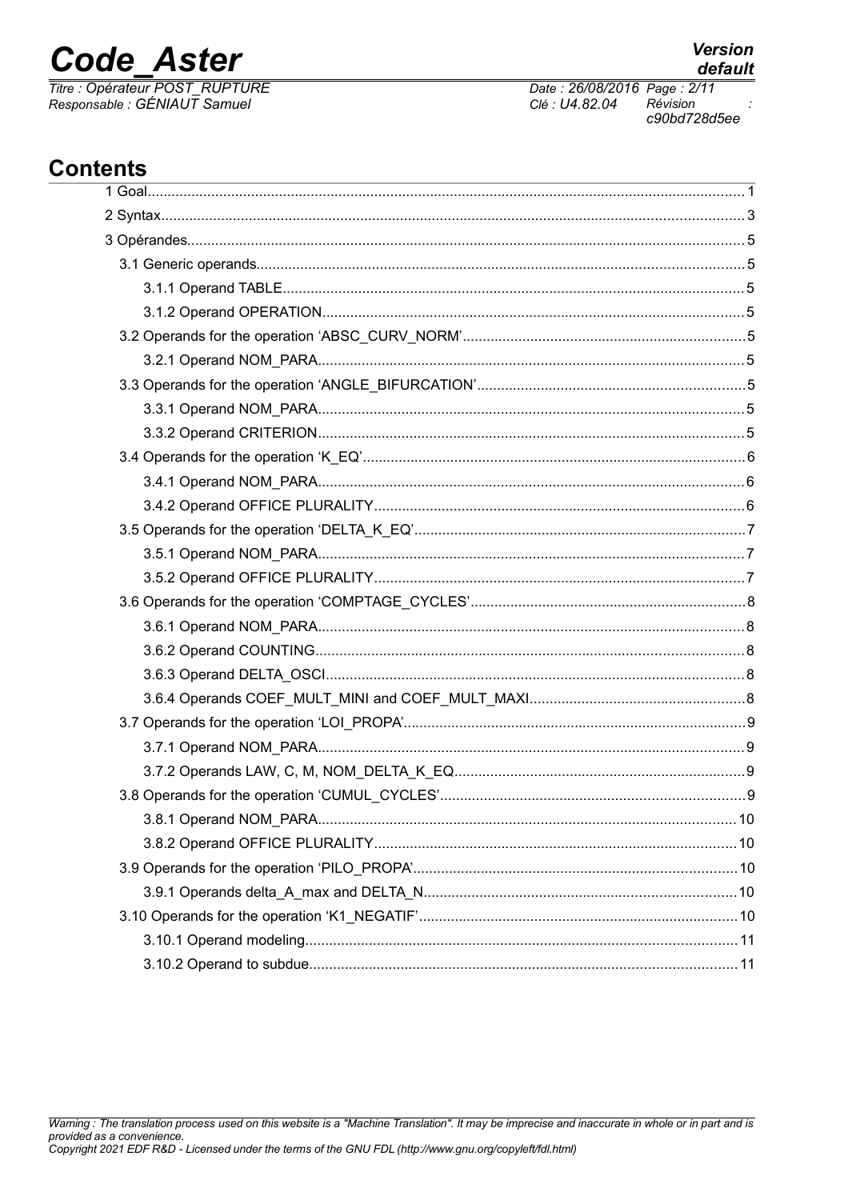## Contents

1 Goal........................................................................................................................................... 1

2 Syntax........................................................................................................................................ 3

3 Opérandes.................................................................................................................................. 5

3.1 Generic operands................................................................................................................. 5

3.1.1 Operand TABLE.............................................................................................................. 5

3.1.2 Operand OPERATION.................................................................................................... 5

3.2 Operands for the operation 'ABSC_CURV_NORM'.............................................................. 5

3.2.1 Operand NOM_PARA...................................................................................................... 5

3.3 Operands for the operation 'ANGLE_BIFURCATION'............................................................ 5

3.3.1 Operand NOM_PARA...................................................................................................... 5

3.3.2 Operand CRITERION...................................................................................................... 5

3.4 Operands for the operation 'K_EQ'....................................................................................... 6

3.4.1 Operand NOM_PARA...................................................................................................... 6

3.4.2 Operand OFFICE PLURALITY......................................................................................... 6

3.5 Operands for the operation 'DELTA_K_EQ'........................................................................... 7

3.5.1 Operand NOM_PARA...................................................................................................... 7

3.5.2 Operand OFFICE PLURALITY......................................................................................... 7

3.6 Operands for the operation 'COMPTAGE_CYCLES'............................................................. 8

3.6.1 Operand NOM_PARA...................................................................................................... 8

3.6.2 Operand COUNTING....................................................................................................... 8

3.6.3 Operand DELTA_OSCI.................................................................................................... 8

3.6.4 Operands COEF_MULT_MINI and COEF_MULT_MAXI................................................... 8

3.7 Operands for the operation 'LOI_PROPA'.............................................................................. 9

3.7.1 Operand NOM_PARA...................................................................................................... 9

3.7.2 Operands LAW, C, M, NOM_DELTA_K_EQ.................................................................... 9

3.8 Operands for the operation 'CUMUL_CYCLES'..................................................................... 9

3.8.1 Operand NOM_PARA.................................................................................................... 10

3.8.2 Operand OFFICE PLURALITY....................................................................................... 10

3.9 Operands for the operation 'PILO_PROPA'.......................................................................... 10

3.9.1 Operands delta_A_max and DELTA_N.......................................................................... 10

3.10 Operands for the operation 'K1_NEGATIF'......................................................................... 10

3.10.1 Operand modeling........................................................................................................ 11

3.10.2 Operand to subdue....................................................................................................... 11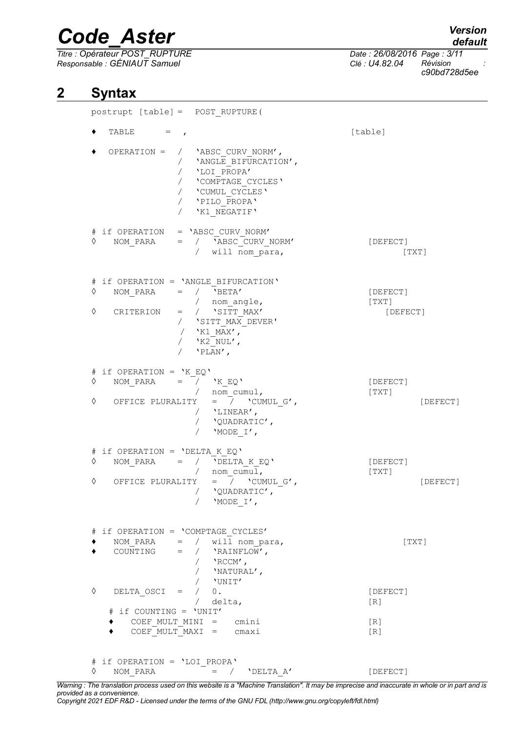# 2 Syntax

```
postrupt [table] =  POST_RUPTURE(

♦  TABLE      =  ,                                    [table]

♦  OPERATION =  /  'ABSC_CURV_NORM',
                /  'ANGLE_BIFURCATION',
                /  'LOI_PROPA'
                /  'COMPTAGE_CYCLES'
                /  'CUMUL_CYCLES'
                /  'PILO_PROPA'
                /  'K1_NEGATIF'

# if OPERATION  = 'ABSC_CURV_NORM'
◊   NOM_PARA    =  /  'ABSC_CURV_NORM'                 [DEFECT]
                   /  will nom_para,                        [TXT]


# if OPERATION = 'ANGLE_BIFURCATION'
◊   NOM_PARA    =  /  'BETA'                           [DEFECT]
                   /  nom_angle,                       [TXT]
◊   CRITERION   =  /  'SITT_MAX'                          [DEFECT]
                /  'SITT_MAX_DEVER'
                 /  'K1_MAX',
                /  'K2_NUL',
                /  'PLAN',

# if OPERATION = 'K_EQ'
◊   NOM_PARA    =  /  'K_EQ'                           [DEFECT]
                   /  nom_cumul,                       [TXT]
◊   OFFICE PLURALITY   =  /  'CUMUL_G',                        [DEFECT]
                      /  'LINEAR',
                      /  'QUADRATIC',
                      /  'MODE_I',

# if OPERATION = 'DELTA_K_EQ'
◊   NOM_PARA    =  /  'DELTA_K_EQ'                     [DEFECT]
                   /  nom_cumul,                       [TXT]
◊   OFFICE PLURALITY   =  /  'CUMUL_G',                        [DEFECT]
                      /  'QUADRATIC',
                      /  'MODE_I',


# if OPERATION = 'COMPTAGE_CYCLES'
♦   NOM_PARA    =  /  will nom_para,                        [TXT]
♦   COUNTING    =  /  'RAINFLOW',
                   /  'RCCM',
                   /  'NATURAL',
                   /  'UNIT'
◊   DELTA_OSCI  =  /  0.                               [DEFECT]
                   /  delta,                           [R]
   # if COUNTING = 'UNIT'
   ♦   COEF_MULT_MINI =   cmini                        [R]
   ♦   COEF_MULT_MAXI =   cmaxi                        [R]


# if OPERATION = 'LOI_PROPA'
◊   NOM_PARA          =  /   'DELTA_A'                 [DEFECT]
```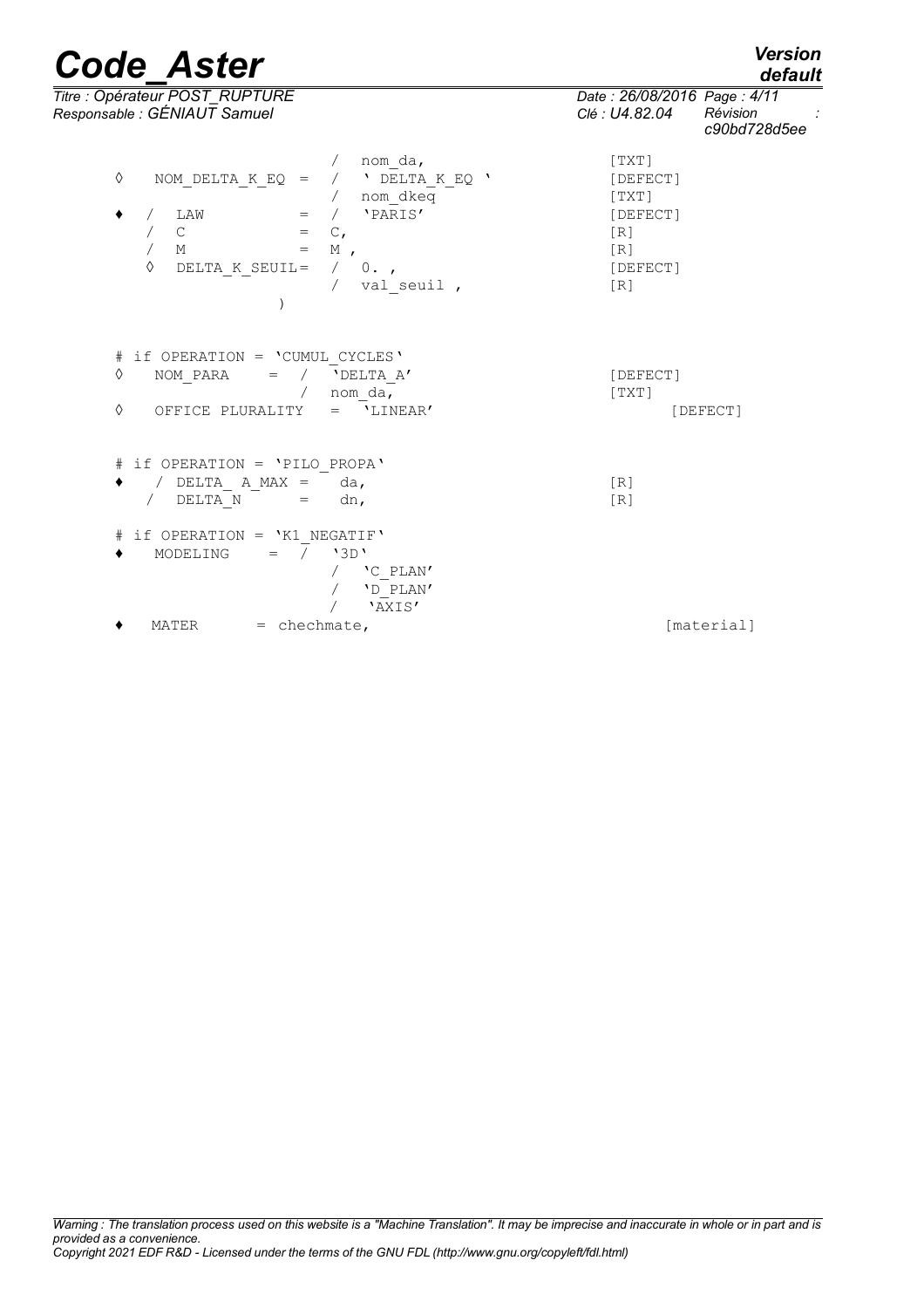```
◊   NOM_DELTA_K_EQ  =  /  nom_da,                    [TXT]
                       /  ' DELTA_K_EQ '             [DEFECT]
                       /  nom_dkeq                   [TXT]
♦   /  LAW           =  /  'PARIS'                   [DEFECT]
    /  C             =  C,                           [R]
    /  M             =  M ,                          [R]
    ◊  DELTA_K_SEUIL=  /  0. ,                       [DEFECT]
                       /  val_seuil ,                [R]
                  )


# if OPERATION = 'CUMUL_CYCLES'
◊   NOM_PARA     =  /  'DELTA_A'                     [DEFECT]
                    /  nom_da,                       [TXT]
◊   OFFICE PLURALITY   =  'LINEAR'                       [DEFECT]


# if OPERATION = 'PILO_PROPA'
♦   / DELTA_ A_MAX =    da,                          [R]
    / DELTA_N      =    dn,                          [R]

# if OPERATION = 'K1_NEGATIF'
♦   MODELING     =  /  '3D'
                    /  'C_PLAN'
                    /  'D_PLAN'
                    /  'AXIS'
♦   MATER       = chechmate,                             [material]
```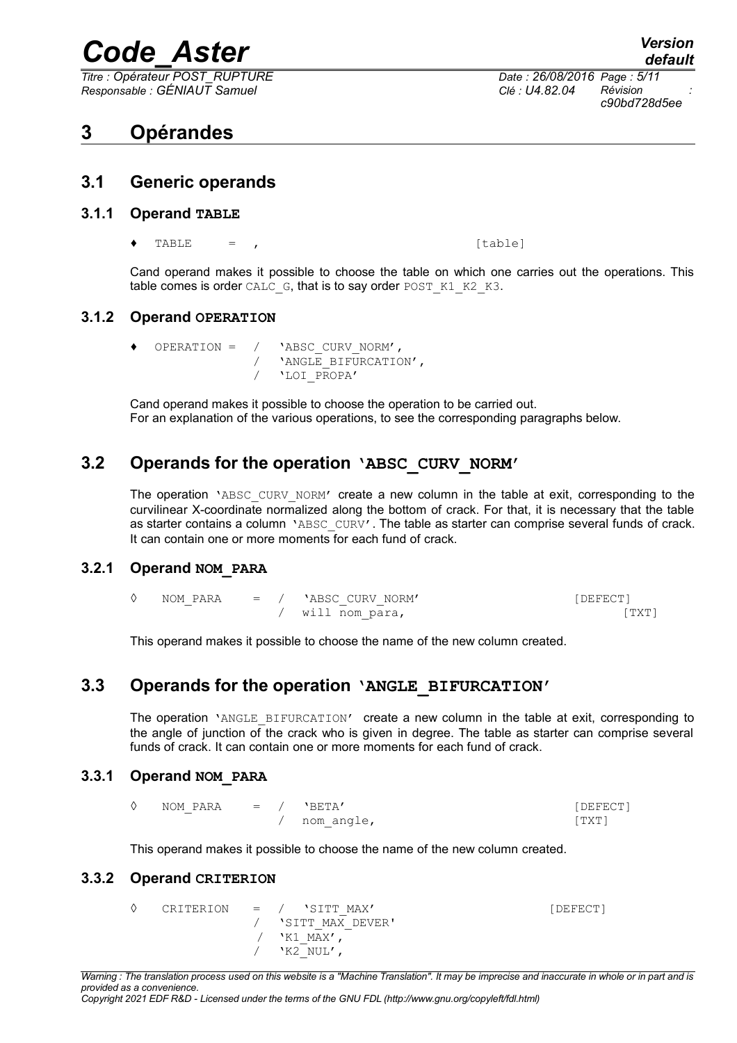# 3 Opérandes

## 3.1 Generic operands

### 3.1.1 Operand **TABLE**

```
♦  TABLE    = ,                              [table]
```

Cand operand makes it possible to choose the table on which one carries out the operations. This table comes is order CALC_G, that is to say order POST_K1_K2_K3.

### 3.1.2 Operand **OPERATION**

```
♦  OPERATION =  /  'ABSC_CURV_NORM',
                /  'ANGLE_BIFURCATION',
                /  'LOI_PROPA'
```

Cand operand makes it possible to choose the operation to be carried out.
For an explanation of the various operations, to see the corresponding paragraphs below.

## 3.2 Operands for the operation **'ABSC_CURV_NORM'**

The operation 'ABSC_CURV_NORM' create a new column in the table at exit, corresponding to the curvilinear X-coordinate normalized along the bottom of crack. For that, it is necessary that the table as starter contains a column 'ABSC_CURV'. The table as starter can comprise several funds of crack. It can contain one or more moments for each fund of crack.

### 3.2.1 Operand **NOM_PARA**

```
◊  NOM_PARA    =  /  'ABSC_CURV_NORM'                 [DEFECT]
                  /  will nom_para,                       [TXT]
```

This operand makes it possible to choose the name of the new column created.

## 3.3 Operands for the operation **'ANGLE_BIFURCATION'**

The operation 'ANGLE_BIFURCATION' create a new column in the table at exit, corresponding to the angle of junction of the crack who is given in degree. The table as starter can comprise several funds of crack. It can contain one or more moments for each fund of crack.

### 3.3.1 Operand **NOM_PARA**

```
◊  NOM_PARA    =  /  'BETA'                           [DEFECT]
                  /  nom_angle,                       [TXT]
```

This operand makes it possible to choose the name of the new column created.

### 3.3.2 Operand **CRITERION**

```
◊  CRITERION   =  /  'SITT_MAX'                     [DEFECT]
               /  'SITT_MAX_DEVER'
                /  'K1_MAX',
                /  'K2_NUL',
```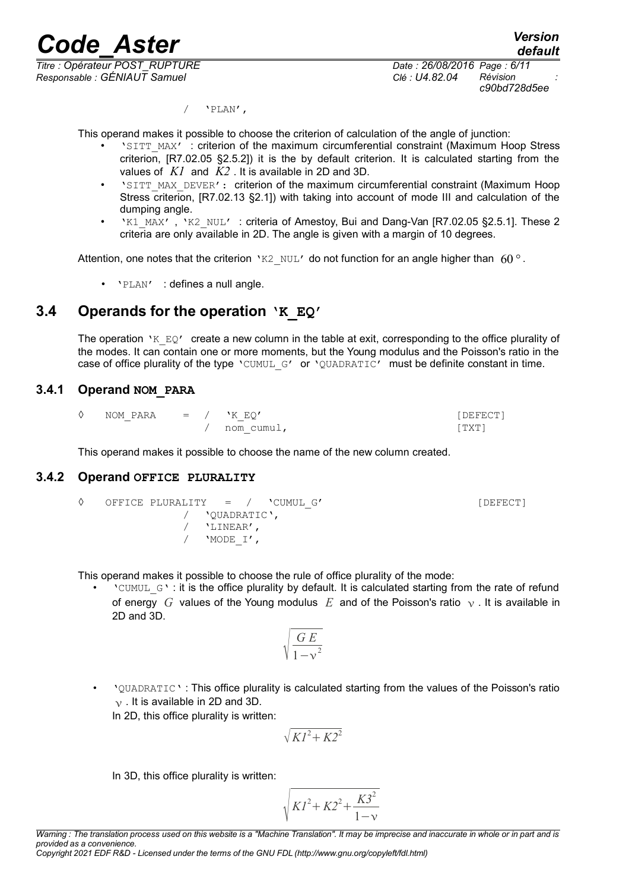/ 'PLAN',

This operand makes it possible to choose the criterion of calculation of the angle of junction:

- 'SITT_MAX' : criterion of the maximum circumferential constraint (Maximum Hoop Stress criterion, [R7.02.05 §2.5.2]) it is the by default criterion. It is calculated starting from the values of $K1$ and $K2$ . It is available in 2D and 3D.
- 'SITT_MAX_DEVER': criterion of the maximum circumferential constraint (Maximum Hoop Stress criterion, [R7.02.13 §2.1]) with taking into account of mode III and calculation of the dumping angle.
- 'K1_MAX' , 'K2_NUL' : criteria of Amestoy, Bui and Dang-Van [R7.02.05 §2.5.1]. These 2 criteria are only available in 2D. The angle is given with a margin of 10 degrees.

Attention, one notes that the criterion 'K2_NUL' do not function for an angle higher than $60°$.

- 'PLAN' : defines a null angle.

## 3.4 Operands for the operation 'K_EQ'

The operation 'K_EQ' create a new column in the table at exit, corresponding to the office plurality of the modes. It can contain one or more moments, but the Young modulus and the Poisson's ratio in the case of office plurality of the type 'CUMUL_G' or 'QUADRATIC' must be definite constant in time.

### 3.4.1 Operand NOM_PARA

```
◊  NOM_PARA    =  /  'K_EQ'                                  [DEFECT]
                  /  nom_cumul,                              [TXT]
```

This operand makes it possible to choose the name of the new column created.

### 3.4.2 Operand OFFICE PLURALITY

```
◊  OFFICE PLURALITY   =  /  'CUMUL_G'                        [DEFECT]
                 /  'QUADRATIC',
                 /  'LINEAR',
                 /  'MODE_I',
```

This operand makes it possible to choose the rule of office plurality of the mode:

- 'CUMUL_G' : it is the office plurality by default. It is calculated starting from the rate of refund of energy $G$ values of the Young modulus $E$ and of the Poisson's ratio $\nu$ . It is available in 2D and 3D.

$$\sqrt{\frac{G\,E}{1-\nu^2}}$$

- 'QUADRATIC' : This office plurality is calculated starting from the values of the Poisson's ratio $\nu$ . It is available in 2D and 3D.

  In 2D, this office plurality is written:

$$\sqrt{K1^2+K2^2}$$

  In 3D, this office plurality is written:

$$\sqrt{K1^2+K2^2+\frac{K3^2}{1-\nu}}$$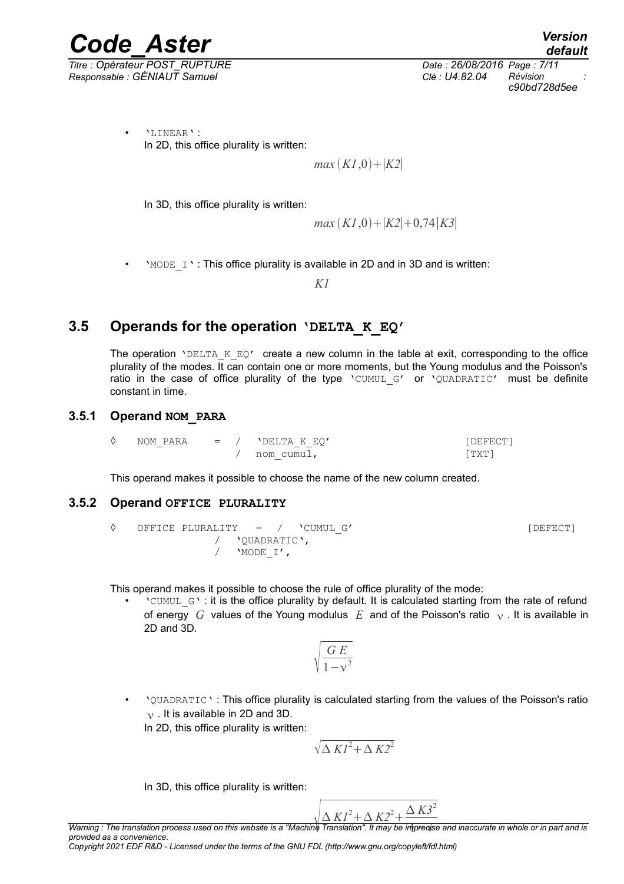- `'LINEAR'`:
  In 2D, this office plurality is written:

$$max(K1,0)+|K2|$$

  In 3D, this office plurality is written:

$$max(K1,0)+|K2|+0,74|K3|$$

- `'MODE_I'` : This office plurality is available in 2D and in 3D and is written:

$$K1$$

## 3.5 Operands for the operation `'DELTA_K_EQ'`

The operation `'DELTA_K_EQ'` create a new column in the table at exit, corresponding to the office plurality of the modes. It can contain one or more moments, but the Young modulus and the Poisson's ratio in the case of office plurality of the type `'CUMUL_G'` or `'QUADRATIC'` must be definite constant in time.

### 3.5.1 Operand NOM_PARA

```
◊   NOM_PARA    =  /   'DELTA_K_EQ'                    [DEFECT]
                   /   nom_cumul,                      [TXT]
```

This operand makes it possible to choose the name of the new column created.

### 3.5.2 Operand OFFICE PLURALITY

```
◊   OFFICE PLURALITY   =  /   'CUMUL_G'                          [DEFECT]
                /   'QUADRATIC',
                /   'MODE_I',
```

This operand makes it possible to choose the rule of office plurality of the mode:

- `'CUMUL_G'` : it is the office plurality by default. It is calculated starting from the rate of refund of energy $G$ values of the Young modulus $E$ and of the Poisson's ratio $\nu$ . It is available in 2D and 3D.

$$\sqrt{\frac{G\,E}{1-\nu^2}}$$

- `'QUADRATIC'` : This office plurality is calculated starting from the values of the Poisson's ratio $\nu$ . It is available in 2D and 3D.
  In 2D, this office plurality is written:

$$\sqrt{\Delta\,K1^2+\Delta\,K2^2}$$

  In 3D, this office plurality is written:

$$\sqrt{\Delta\,K1^2+\Delta\,K2^2+\frac{\Delta\,K3^2}{1-\nu}}$$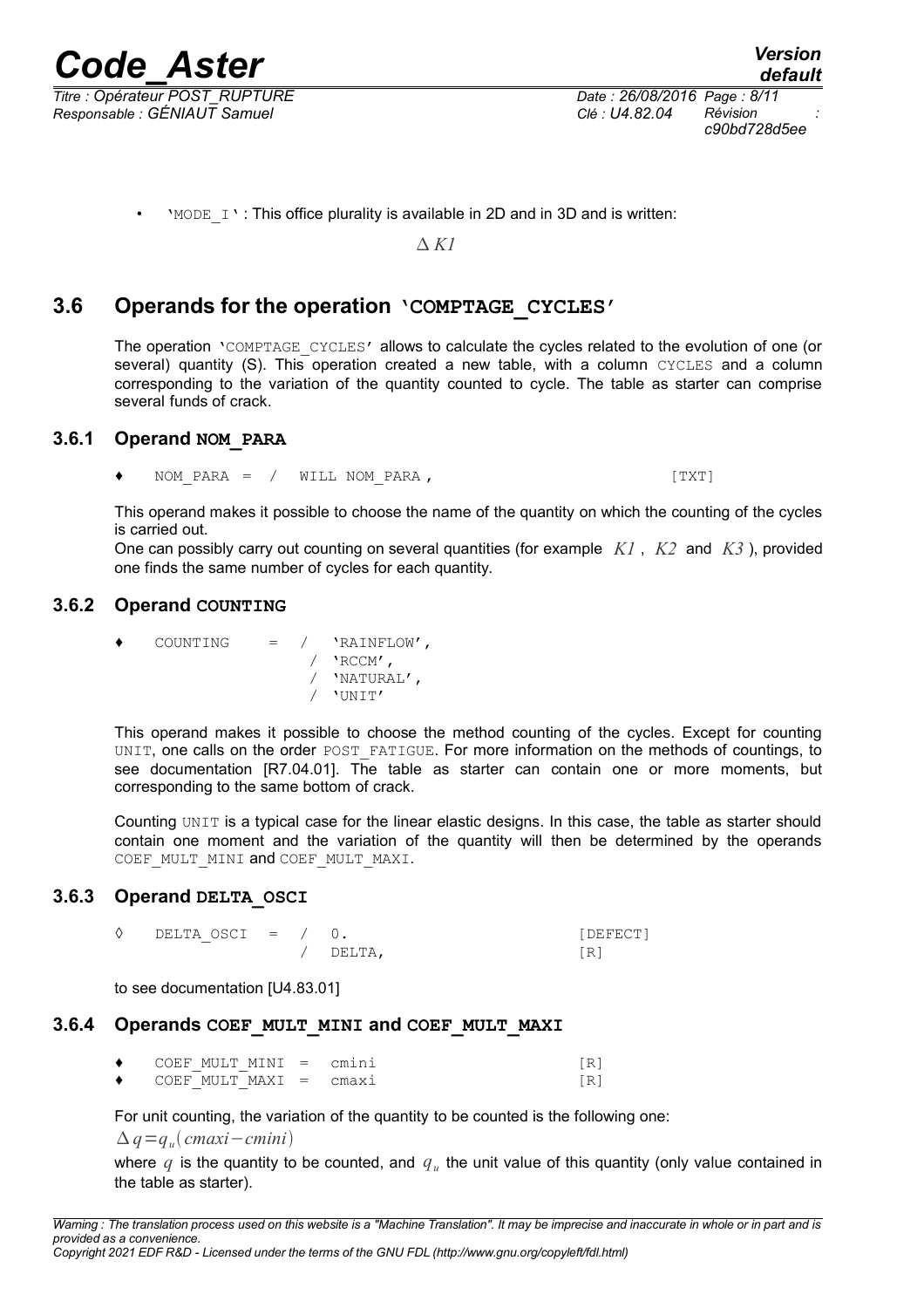- 'MODE_I' : This office plurality is available in 2D and in 3D and is written:

$$\Delta K1$$

## 3.6 Operands for the operation 'COMPTAGE_CYCLES'

The operation 'COMPTAGE_CYCLES' allows to calculate the cycles related to the evolution of one (or several) quantity (S). This operation created a new table, with a column CYCLES and a column corresponding to the variation of the quantity counted to cycle. The table as starter can comprise several funds of crack.

### 3.6.1 Operand NOM_PARA

```
♦    NOM_PARA =  /  WILL NOM_PARA ,                    [TXT]
```

This operand makes it possible to choose the name of the quantity on which the counting of the cycles is carried out.

One can possibly carry out counting on several quantities (for example $K1$, $K2$ and $K3$), provided one finds the same number of cycles for each quantity.

### 3.6.2 Operand COUNTING

```
♦    COUNTING     =  /   'RAINFLOW',
                     /  'RCCM',
                     /  'NATURAL',
                     /  'UNIT'
```

This operand makes it possible to choose the method counting of the cycles. Except for counting UNIT, one calls on the order POST_FATIGUE. For more information on the methods of countings, to see documentation [R7.04.01]. The table as starter can contain one or more moments, but corresponding to the same bottom of crack.

Counting UNIT is a typical case for the linear elastic designs. In this case, the table as starter should contain one moment and the variation of the quantity will then be determined by the operands COEF_MULT_MINI and COEF_MULT_MAXI.

### 3.6.3 Operand DELTA_OSCI

```
◊    DELTA_OSCI  =  /  0.                              [DEFECT]
                    /  DELTA,                          [R]
```

to see documentation [U4.83.01]

### 3.6.4 Operands COEF_MULT_MINI and COEF_MULT_MAXI

```
♦    COEF_MULT_MINI  =  cmini                          [R]
♦    COEF_MULT_MAXI  =  cmaxi                          [R]
```

For unit counting, the variation of the quantity to be counted is the following one:

$\Delta q = q_u (cmaxi - cmini)$

where $q$ is the quantity to be counted, and $q_u$ the unit value of this quantity (only value contained in the table as starter).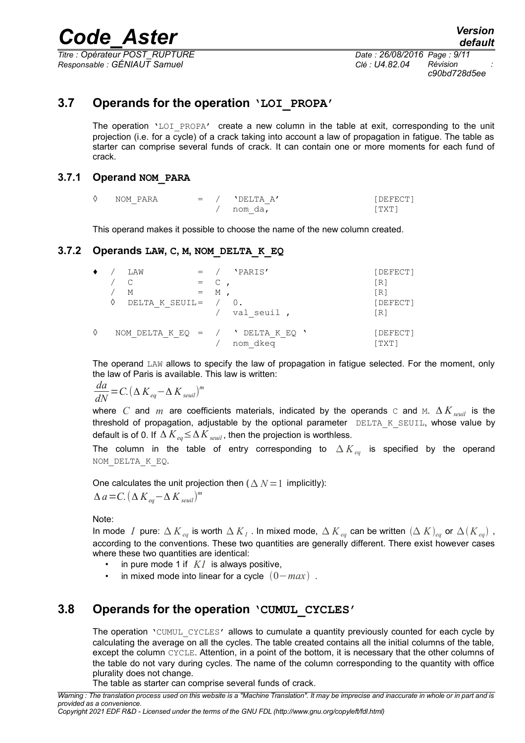## 3.7 Operands for the operation 'LOI_PROPA'

The operation 'LOI_PROPA' create a new column in the table at exit, corresponding to the unit projection (i.e. for a cycle) of a crack taking into account a law of propagation in fatigue. The table as starter can comprise several funds of crack. It can contain one or more moments for each fund of crack.

### 3.7.1 Operand NOM_PARA

```
◊   NOM_PARA        =  /  'DELTA_A'                    [DEFECT]
                       /  nom_da,                      [TXT]
```

This operand makes it possible to choose the name of the new column created.

### 3.7.2 Operands LAW, C, M, NOM_DELTA_K_EQ

```
♦  /  LAW           =  /  'PARIS'                      [DEFECT]
   /  C             =  C ,                             [R]
   /  M             =  M ,                             [R]
   ◊  DELTA_K_SEUIL=  /  0.                            [DEFECT]
                       /  val_seuil ,                  [R]

◊   NOM_DELTA_K_EQ =  /  ' DELTA_K_EQ '                [DEFECT]
                       /  nom_dkeq                     [TXT]
```

The operand LAW allows to specify the law of propagation in fatigue selected. For the moment, only the law of Paris is available. This law is written:

$$\frac{da}{dN}=C.\left(\Delta K_{eq}-\Delta K_{seuil}\right)^{m}$$

where $C$ and $m$ are coefficients materials, indicated by the operands C and M. $\Delta K_{seuil}$ is the threshold of propagation, adjustable by the optional parameter DELTA_K_SEUIL, whose value by default is of 0. If $\Delta K_{eq}\leq\Delta K_{seuil}$, then the projection is worthless.

The column in the table of entry corresponding to $\Delta K_{eq}$ is specified by the operand NOM_DELTA_K_EQ.

One calculates the unit projection then ($\Delta N=1$ implicitly):

$$\Delta a=C.\left(\Delta K_{eq}-\Delta K_{seuil}\right)^{m}$$

Note:

In mode $I$ pure: $\Delta K_{eq}$ is worth $\Delta K_{I}$. In mixed mode, $\Delta K_{eq}$ can be written $(\Delta K)_{eq}$ or $\Delta(K_{eq})$, according to the conventions. These two quantities are generally different. There exist however cases where these two quantities are identical:

- in pure mode 1 if $K1$ is always positive,
- in mixed mode into linear for a cycle $(0-max)$.

## 3.8 Operands for the operation 'CUMUL_CYCLES'

The operation 'CUMUL_CYCLES' allows to cumulate a quantity previously counted for each cycle by calculating the average on all the cycles. The table created contains all the initial columns of the table, except the column CYCLE. Attention, in a point of the bottom, it is necessary that the other columns of the table do not vary during cycles. The name of the column corresponding to the quantity with office plurality does not change.

The table as starter can comprise several funds of crack.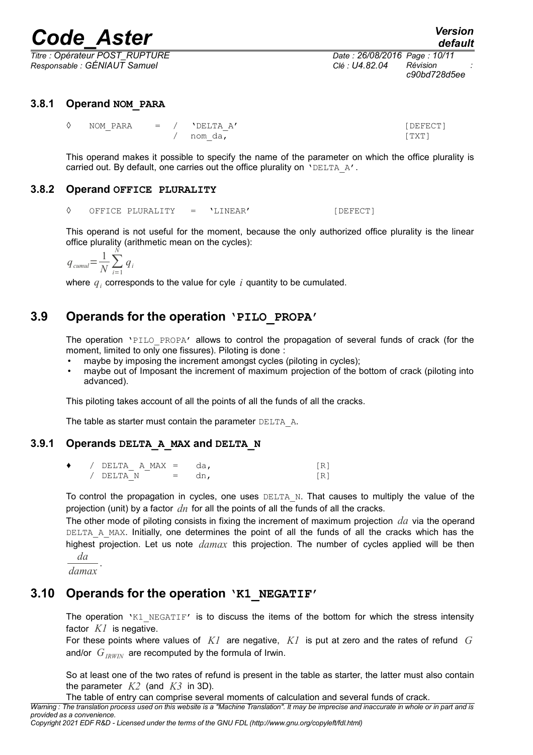### 3.8.1 Operand NOM_PARA

```
◊   NOM_PARA    =  /  'DELTA_A'                                    [DEFECT]
                   /  nom_da,                                      [TXT]
```

This operand makes it possible to specify the name of the parameter on which the office plurality is carried out. By default, one carries out the office plurality on `'DELTA_A'`.

### 3.8.2 Operand OFFICE PLURALITY

```
◊   OFFICE PLURALITY   =   'LINEAR'              [DEFECT]
```

This operand is not useful for the moment, because the only authorized office plurality is the linear office plurality (arithmetic mean on the cycles):

$$q_{cumul}=\frac{1}{N}\sum_{i=1}^{N} q_i$$

where $q_i$ corresponds to the value for cyle $i$ quantity to be cumulated.

## 3.9 Operands for the operation 'PILO_PROPA'

The operation `'PILO_PROPA'` allows to control the propagation of several funds of crack (for the moment, limited to only one fissures). Piloting is done :

- maybe by imposing the increment amongst cycles (piloting in cycles);
- maybe out of Imposant the increment of maximum projection of the bottom of crack (piloting into advanced).

This piloting takes account of all the points of all the funds of all the cracks.

The table as starter must contain the parameter `DELTA_A`.

### 3.9.1 Operands DELTA_A_MAX and DELTA_N

```
♦   / DELTA_ A_MAX =   da,                    [R]
    / DELTA_N      =   dn,                    [R]
```

To control the propagation in cycles, one uses `DELTA_N`. That causes to multiply the value of the projection (unit) by a factor $dn$ for all the points of all the funds of all the cracks.

The other mode of piloting consists in fixing the increment of maximum projection $da$ via the operand `DELTA_A_MAX`. Initially, one determines the point of all the funds of all the cracks which has the highest projection. Let us note $damax$ this projection. The number of cycles applied will be then $\frac{da}{damax}$.

## 3.10 Operands for the operation 'K1_NEGATIF'

The operation `'K1_NEGATIF'` is to discuss the items of the bottom for which the stress intensity factor $K1$ is negative.

For these points where values of $K1$ are negative, $K1$ is put at zero and the rates of refund $G$ and/or $G_{IRWIN}$ are recomputed by the formula of Irwin.

So at least one of the two rates of refund is present in the table as starter, the latter must also contain the parameter $K2$ (and $K3$ in 3D).

The table of entry can comprise several moments of calculation and several funds of crack.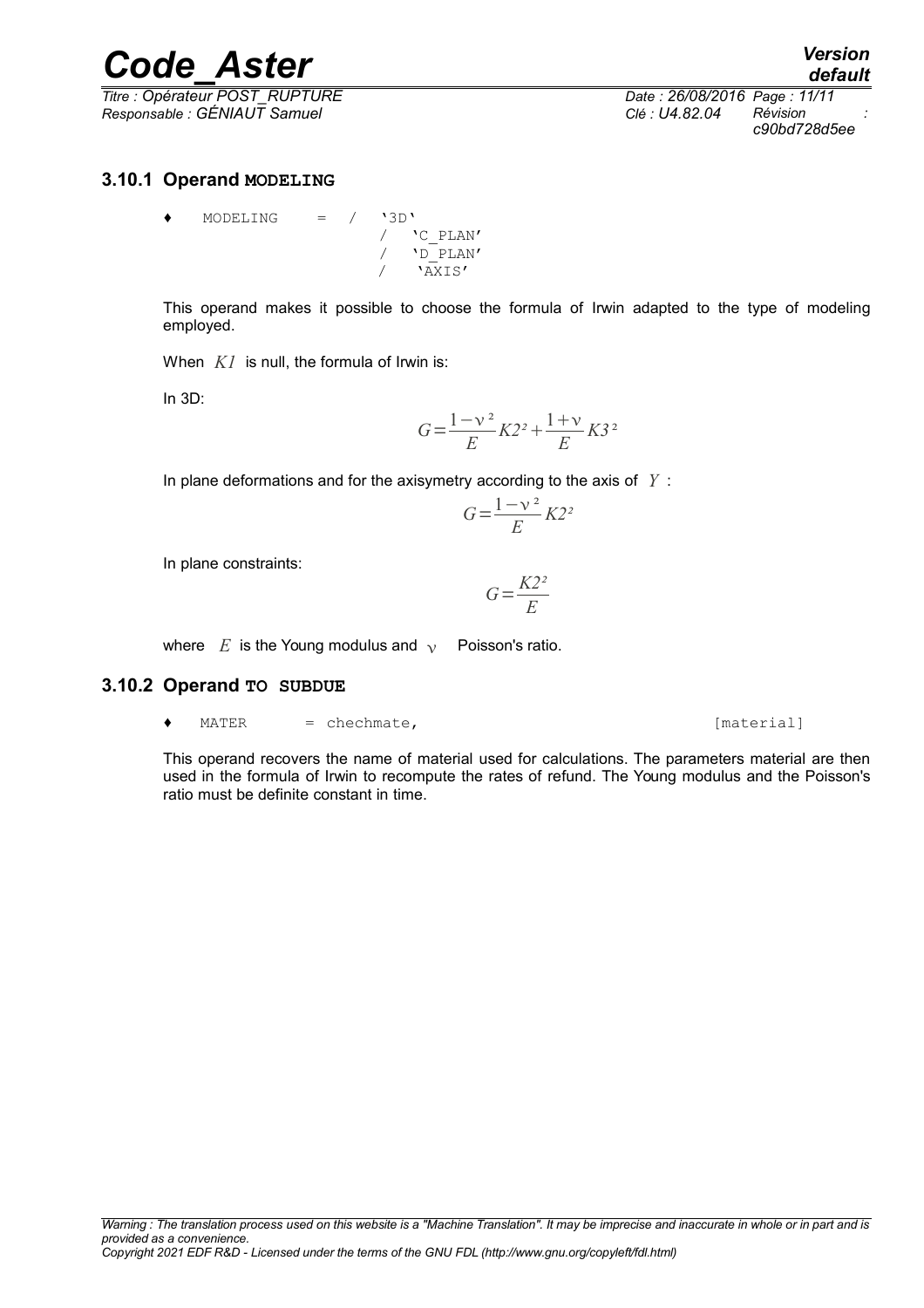### 3.10.1 Operand **MODELING**

```
♦    MODELING     =  /   '3D'
                     /   'C_PLAN'
                     /   'D_PLAN'
                     /   'AXIS'
```

This operand makes it possible to choose the formula of Irwin adapted to the type of modeling employed.

When $K1$ is null, the formula of Irwin is:

In 3D:

$$G=\frac{1-\nu^2}{E}K2^2+\frac{1+\nu}{E}K3^2$$

In plane deformations and for the axisymetry according to the axis of $Y$ :

$$G=\frac{1-\nu^2}{E}K2^2$$

In plane constraints:

$$G=\frac{K2^2}{E}$$

where $E$ is the Young modulus and $\nu$ Poisson's ratio.

### 3.10.2 Operand **TO SUBDUE**

```
♦    MATER       = chechmate,                                    [material]
```

This operand recovers the name of material used for calculations. The parameters material are then used in the formula of Irwin to recompute the rates of refund. The Young modulus and the Poisson's ratio must be definite constant in time.